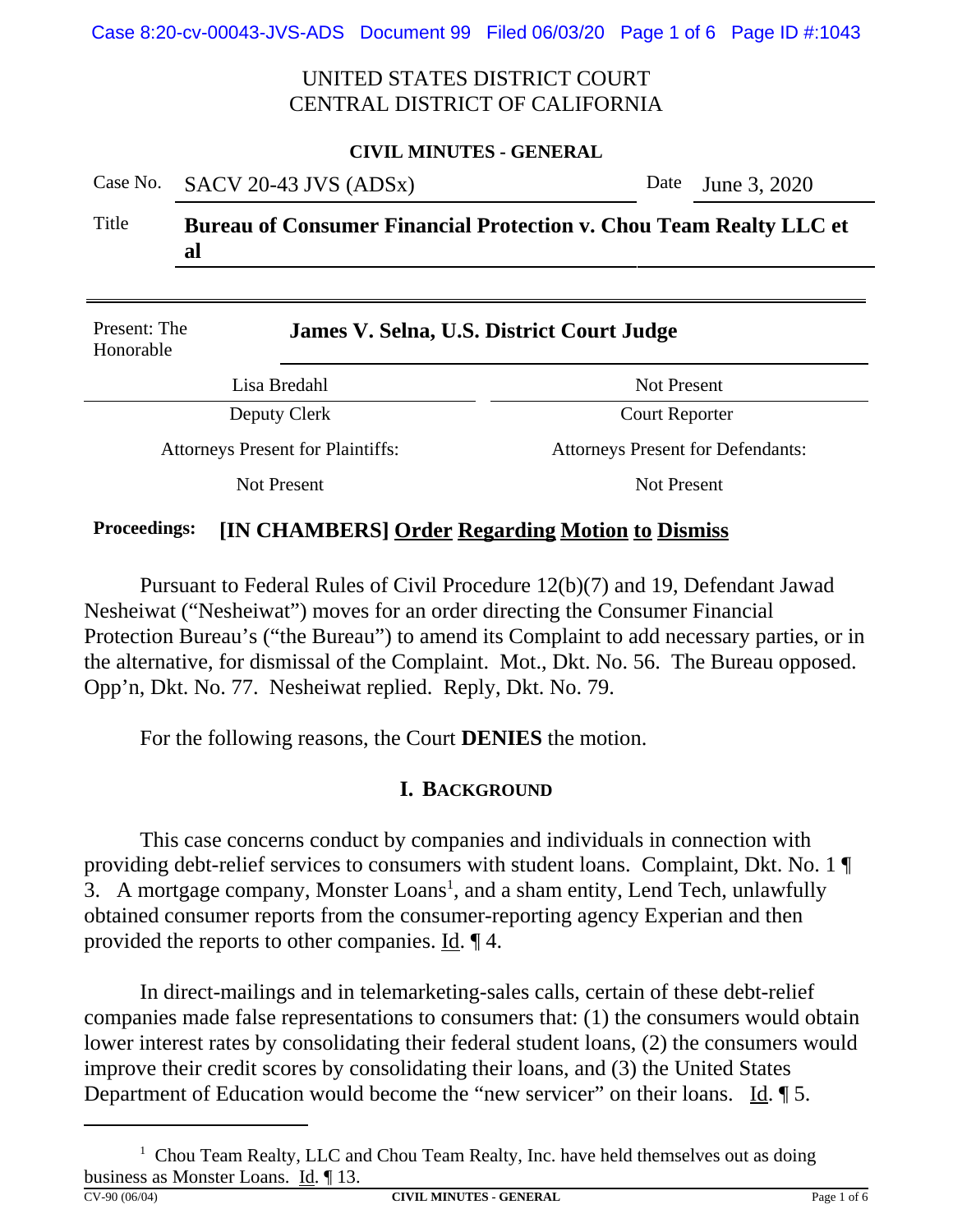UNITED STATES DISTRICT COURT
CENTRAL DISTRICT OF CALIFORNIA

**CIVIL MINUTES - GENERAL**

| | | | |
|---|---|---|---|
| Case No. | SACV 20-43 JVS (ADSx) | Date | June 3, 2020 |
| Title | **Bureau of Consumer Financial Protection v. Chou Team Realty LLC et al** | | |

| | |
|---|---|
| Present: The Honorable | **James V. Selna, U.S. District Court Judge** |
| Lisa Bredahl | Not Present |
| Deputy Clerk | Court Reporter |
| Attorneys Present for Plaintiffs: | Attorneys Present for Defendants: |
| Not Present | Not Present |

**Proceedings:** **[IN CHAMBERS] Order Regarding Motion to Dismiss**

Pursuant to Federal Rules of Civil Procedure 12(b)(7) and 19, Defendant Jawad Nesheiwat ("Nesheiwat") moves for an order directing the Consumer Financial Protection Bureau's ("the Bureau") to amend its Complaint to add necessary parties, or in the alternative, for dismissal of the Complaint. Mot., Dkt. No. 56. The Bureau opposed. Opp'n, Dkt. No. 77. Nesheiwat replied. Reply, Dkt. No. 79.

For the following reasons, the Court **DENIES** the motion.

## I. BACKGROUND

This case concerns conduct by companies and individuals in connection with providing debt-relief services to consumers with student loans. Complaint, Dkt. No. 1 ¶ 3. A mortgage company, Monster Loans[1], and a sham entity, Lend Tech, unlawfully obtained consumer reports from the consumer-reporting agency Experian and then provided the reports to other companies. Id. ¶ 4.

In direct-mailings and in telemarketing-sales calls, certain of these debt-relief companies made false representations to consumers that: (1) the consumers would obtain lower interest rates by consolidating their federal student loans, (2) the consumers would improve their credit scores by consolidating their loans, and (3) the United States Department of Education would become the "new servicer" on their loans. Id. ¶ 5.

[1] Chou Team Realty, LLC and Chou Team Realty, Inc. have held themselves out as doing business as Monster Loans. Id. ¶ 13.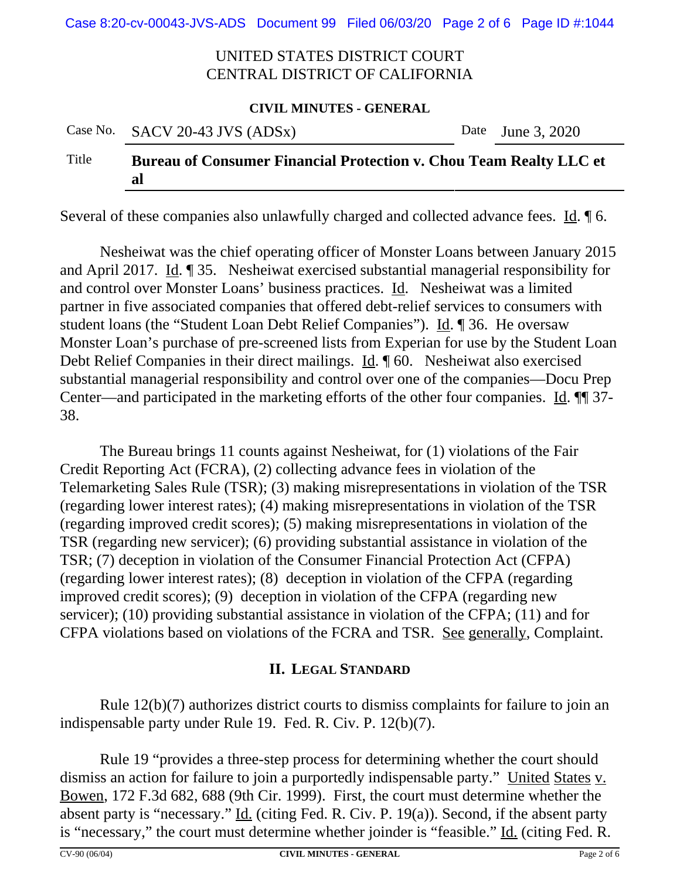Several of these companies also unlawfully charged and collected advance fees. Id. ¶ 6.

Nesheiwat was the chief operating officer of Monster Loans between January 2015 and April 2017. Id. ¶ 35. Nesheiwat exercised substantial managerial responsibility for and control over Monster Loans' business practices. Id. Nesheiwat was a limited partner in five associated companies that offered debt-relief services to consumers with student loans (the "Student Loan Debt Relief Companies"). Id. ¶ 36. He oversaw Monster Loan's purchase of pre-screened lists from Experian for use by the Student Loan Debt Relief Companies in their direct mailings. Id. ¶ 60. Nesheiwat also exercised substantial managerial responsibility and control over one of the companies—Docu Prep Center—and participated in the marketing efforts of the other four companies. Id. ¶¶ 37-38.

The Bureau brings 11 counts against Nesheiwat, for (1) violations of the Fair Credit Reporting Act (FCRA), (2) collecting advance fees in violation of the Telemarketing Sales Rule (TSR); (3) making misrepresentations in violation of the TSR (regarding lower interest rates); (4) making misrepresentations in violation of the TSR (regarding improved credit scores); (5) making misrepresentations in violation of the TSR (regarding new servicer); (6) providing substantial assistance in violation of the TSR; (7) deception in violation of the Consumer Financial Protection Act (CFPA) (regarding lower interest rates); (8) deception in violation of the CFPA (regarding improved credit scores); (9) deception in violation of the CFPA (regarding new servicer); (10) providing substantial assistance in violation of the CFPA; (11) and for CFPA violations based on violations of the FCRA and TSR. See generally, Complaint.

## II. Legal Standard

Rule 12(b)(7) authorizes district courts to dismiss complaints for failure to join an indispensable party under Rule 19. Fed. R. Civ. P. 12(b)(7).

Rule 19 "provides a three-step process for determining whether the court should dismiss an action for failure to join a purportedly indispensable party." United States v. Bowen, 172 F.3d 682, 688 (9th Cir. 1999). First, the court must determine whether the absent party is "necessary." Id. (citing Fed. R. Civ. P. 19(a)). Second, if the absent party is "necessary," the court must determine whether joinder is "feasible." Id. (citing Fed. R.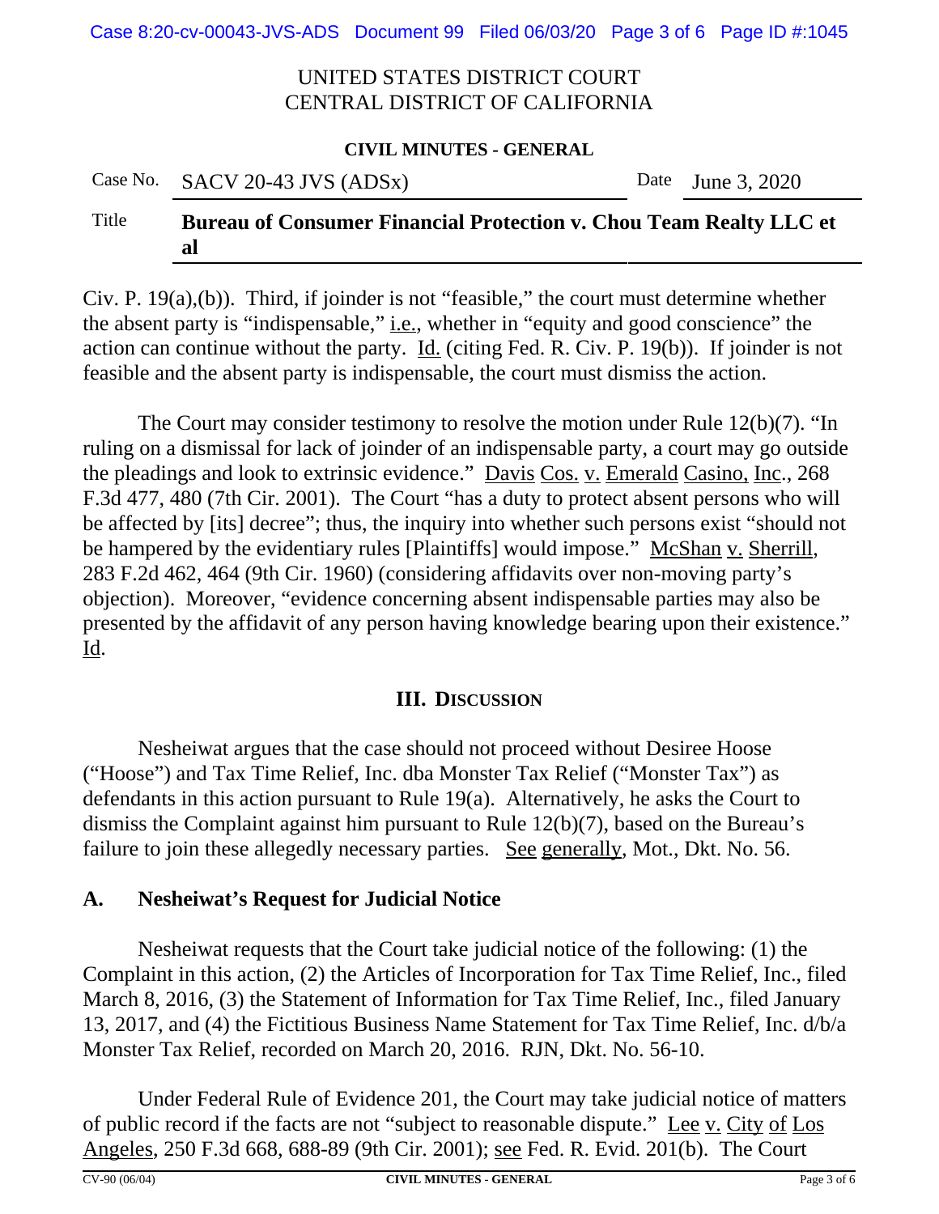Civ. P. 19(a),(b)). Third, if joinder is not "feasible," the court must determine whether the absent party is "indispensable," i.e., whether in "equity and good conscience" the action can continue without the party. Id. (citing Fed. R. Civ. P. 19(b)). If joinder is not feasible and the absent party is indispensable, the court must dismiss the action.

The Court may consider testimony to resolve the motion under Rule 12(b)(7). "In ruling on a dismissal for lack of joinder of an indispensable party, a court may go outside the pleadings and look to extrinsic evidence." Davis Cos. v. Emerald Casino, Inc., 268 F.3d 477, 480 (7th Cir. 2001). The Court "has a duty to protect absent persons who will be affected by [its] decree"; thus, the inquiry into whether such persons exist "should not be hampered by the evidentiary rules [Plaintiffs] would impose." McShan v. Sherrill, 283 F.2d 462, 464 (9th Cir. 1960) (considering affidavits over non-moving party's objection). Moreover, "evidence concerning absent indispensable parties may also be presented by the affidavit of any person having knowledge bearing upon their existence." Id.

## III. DISCUSSION

Nesheiwat argues that the case should not proceed without Desiree Hoose ("Hoose") and Tax Time Relief, Inc. dba Monster Tax Relief ("Monster Tax") as defendants in this action pursuant to Rule 19(a). Alternatively, he asks the Court to dismiss the Complaint against him pursuant to Rule 12(b)(7), based on the Bureau's failure to join these allegedly necessary parties. See generally, Mot., Dkt. No. 56.

### A. Nesheiwat's Request for Judicial Notice

Nesheiwat requests that the Court take judicial notice of the following: (1) the Complaint in this action, (2) the Articles of Incorporation for Tax Time Relief, Inc., filed March 8, 2016, (3) the Statement of Information for Tax Time Relief, Inc., filed January 13, 2017, and (4) the Fictitious Business Name Statement for Tax Time Relief, Inc. d/b/a Monster Tax Relief, recorded on March 20, 2016. RJN, Dkt. No. 56-10.

Under Federal Rule of Evidence 201, the Court may take judicial notice of matters of public record if the facts are not "subject to reasonable dispute." Lee v. City of Los Angeles, 250 F.3d 668, 688-89 (9th Cir. 2001); see Fed. R. Evid. 201(b). The Court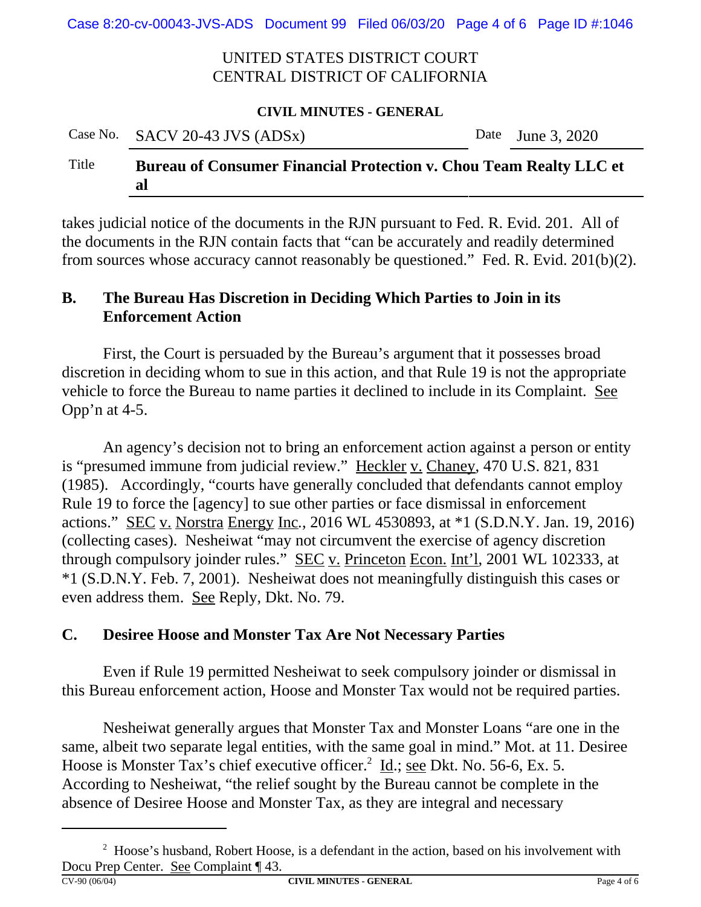takes judicial notice of the documents in the RJN pursuant to Fed. R. Evid. 201. All of the documents in the RJN contain facts that "can be accurately and readily determined from sources whose accuracy cannot reasonably be questioned." Fed. R. Evid. 201(b)(2).

## B. The Bureau Has Discretion in Deciding Which Parties to Join in its Enforcement Action

First, the Court is persuaded by the Bureau's argument that it possesses broad discretion in deciding whom to sue in this action, and that Rule 19 is not the appropriate vehicle to force the Bureau to name parties it declined to include in its Complaint. See Opp'n at 4-5.

An agency's decision not to bring an enforcement action against a person or entity is "presumed immune from judicial review." Heckler v. Chaney, 470 U.S. 821, 831 (1985). Accordingly, "courts have generally concluded that defendants cannot employ Rule 19 to force the [agency] to sue other parties or face dismissal in enforcement actions." SEC v. Norstra Energy Inc., 2016 WL 4530893, at *1 (S.D.N.Y. Jan. 19, 2016) (collecting cases). Nesheiwat "may not circumvent the exercise of agency discretion through compulsory joinder rules." SEC v. Princeton Econ. Int'l, 2001 WL 102333, at *1 (S.D.N.Y. Feb. 7, 2001). Nesheiwat does not meaningfully distinguish this cases or even address them. See Reply, Dkt. No. 79.

## C. Desiree Hoose and Monster Tax Are Not Necessary Parties

Even if Rule 19 permitted Nesheiwat to seek compulsory joinder or dismissal in this Bureau enforcement action, Hoose and Monster Tax would not be required parties.

Nesheiwat generally argues that Monster Tax and Monster Loans "are one in the same, albeit two separate legal entities, with the same goal in mind." Mot. at 11. Desiree Hoose is Monster Tax's chief executive officer.[2] Id.; see Dkt. No. 56-6, Ex. 5. According to Nesheiwat, "the relief sought by the Bureau cannot be complete in the absence of Desiree Hoose and Monster Tax, as they are integral and necessary

---

[2] Hoose's husband, Robert Hoose, is a defendant in the action, based on his involvement with Docu Prep Center. See Complaint ¶ 43.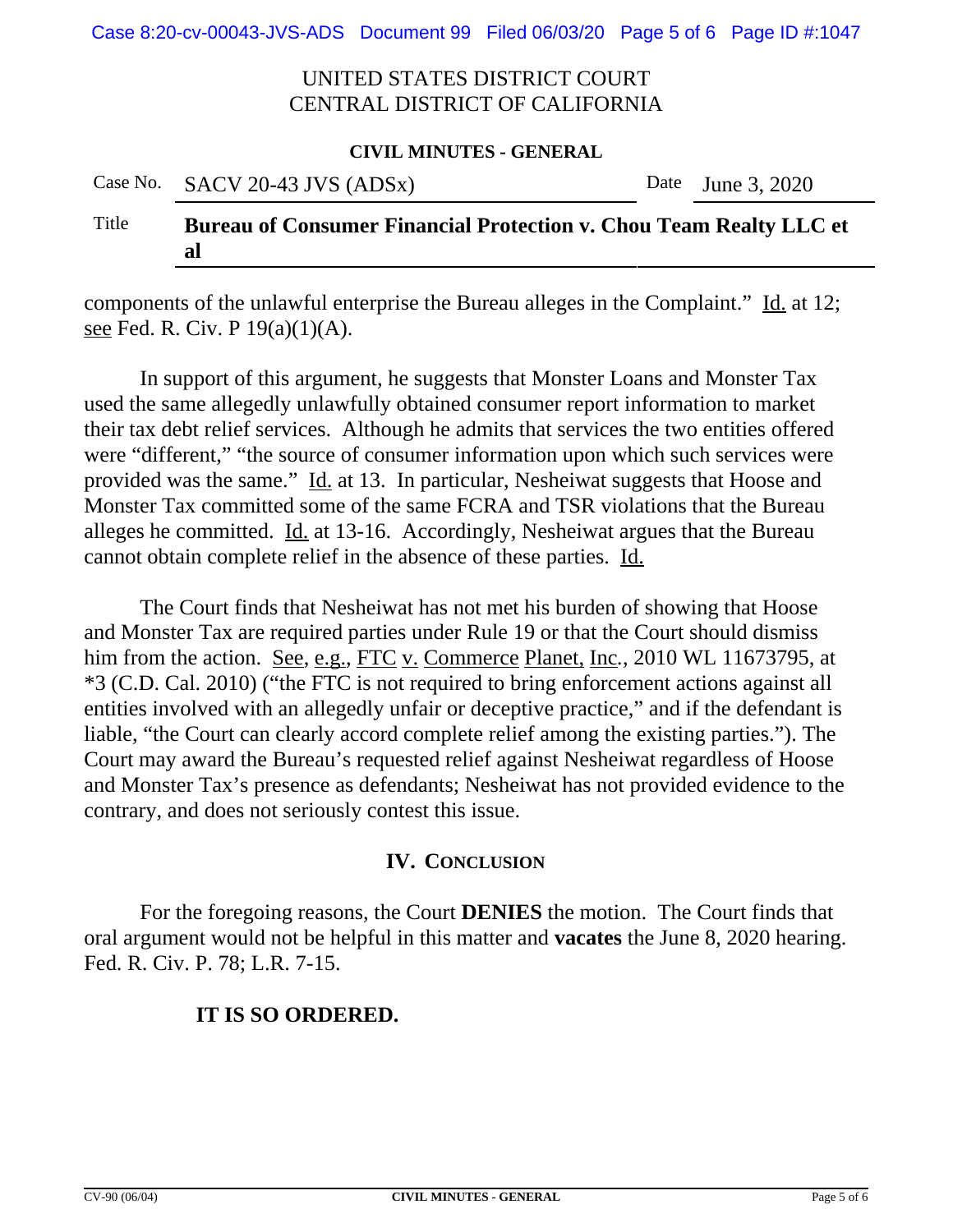components of the unlawful enterprise the Bureau alleges in the Complaint." Id. at 12; see Fed. R. Civ. P 19(a)(1)(A).

In support of this argument, he suggests that Monster Loans and Monster Tax used the same allegedly unlawfully obtained consumer report information to market their tax debt relief services. Although he admits that services the two entities offered were "different," "the source of consumer information upon which such services were provided was the same." Id. at 13. In particular, Nesheiwat suggests that Hoose and Monster Tax committed some of the same FCRA and TSR violations that the Bureau alleges he committed. Id. at 13-16. Accordingly, Nesheiwat argues that the Bureau cannot obtain complete relief in the absence of these parties. Id.

The Court finds that Nesheiwat has not met his burden of showing that Hoose and Monster Tax are required parties under Rule 19 or that the Court should dismiss him from the action. See, e.g., FTC v. Commerce Planet, Inc., 2010 WL 11673795, at *3 (C.D. Cal. 2010) ("the FTC is not required to bring enforcement actions against all entities involved with an allegedly unfair or deceptive practice," and if the defendant is liable, "the Court can clearly accord complete relief among the existing parties."). The Court may award the Bureau's requested relief against Nesheiwat regardless of Hoose and Monster Tax's presence as defendants; Nesheiwat has not provided evidence to the contrary, and does not seriously contest this issue.

## IV. CONCLUSION

For the foregoing reasons, the Court **DENIES** the motion. The Court finds that oral argument would not be helpful in this matter and **vacates** the June 8, 2020 hearing. Fed. R. Civ. P. 78; L.R. 7-15.

**IT IS SO ORDERED.**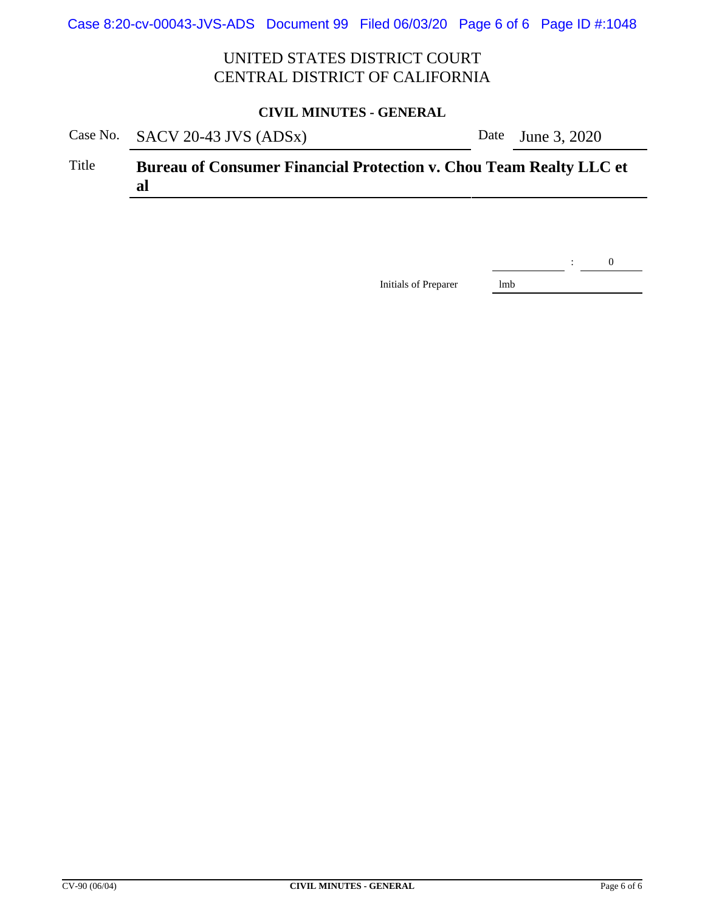UNITED STATES DISTRICT COURT
CENTRAL DISTRICT OF CALIFORNIA

**CIVIL MINUTES - GENERAL**

| | | | |
|---|---|---|---|
| Case No. | SACV 20-43 JVS (ADSx) | Date | June 3, 2020 |
| Title | **Bureau of Consumer Financial Protection v. Chou Team Realty LLC et al** | | |

: 0

Initials of Preparer lmb